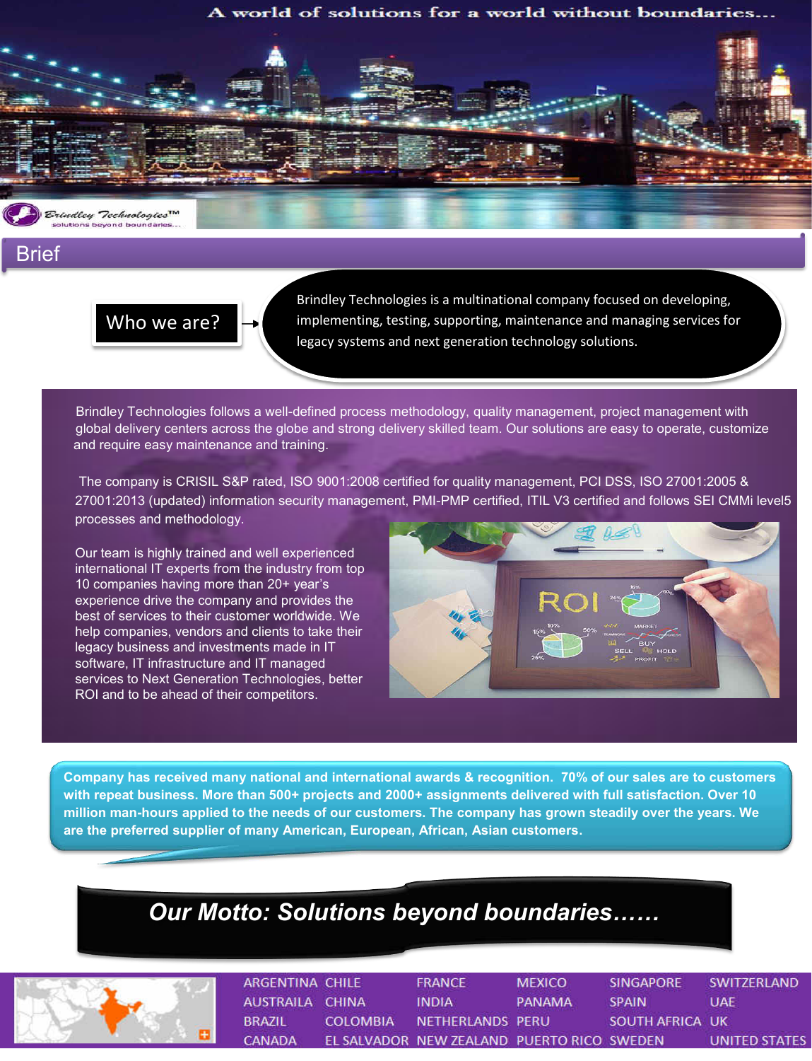A world of solutions for a world without boundaries...

Brindley Technologies™
solutions beyond boundaries...

## Brief

**Who we are?** → Brindley Technologies is a multinational company focused on developing, implementing, testing, supporting, maintenance and managing services for legacy systems and next generation technology solutions.

Brindley Technologies follows a well-defined process methodology, quality management, project management with global delivery centers across the globe and strong delivery skilled team. Our solutions are easy to operate, customize and require easy maintenance and training.

The company is CRISIL S&P rated, ISO 9001:2008 certified for quality management, PCI DSS, ISO 27001:2005 & 27001:2013 (updated) information security management, PMI-PMP certified, ITIL V3 certified and follows SEI CMMi level5 processes and methodology.

Our team is highly trained and well experienced international IT experts from the industry from top 10 companies having more than 20+ year's experience drive the company and provides the best of services to their customer worldwide. We help companies, vendors and clients to take their legacy business and investments made in IT software, IT infrastructure and IT managed services to Next Generation Technologies, better ROI and to be ahead of their competitors.

**Company has received many national and international awards & recognition. 70% of our sales are to customers with repeat business. More than 500+ projects and 2000+ assignments delivered with full satisfaction. Over 10 million man-hours applied to the needs of our customers. The company has grown steadily over the years. We are the preferred supplier of many American, European, African, Asian customers.**

***Our Motto: Solutions beyond boundaries……***

| | | | | | |
|---|---|---|---|---|---|
| ARGENTINA | CHILE | FRANCE | MEXICO | SINGAPORE | SWITZERLAND |
| AUSTRAILA | CHINA | INDIA | PANAMA | SPAIN | UAE |
| BRAZIL | COLOMBIA | NETHERLANDS | PERU | SOUTH AFRICA | UK |
| CANADA | EL SALVADOR | NEW ZEALAND | PUERTO RICO | SWEDEN | UNITED STATES |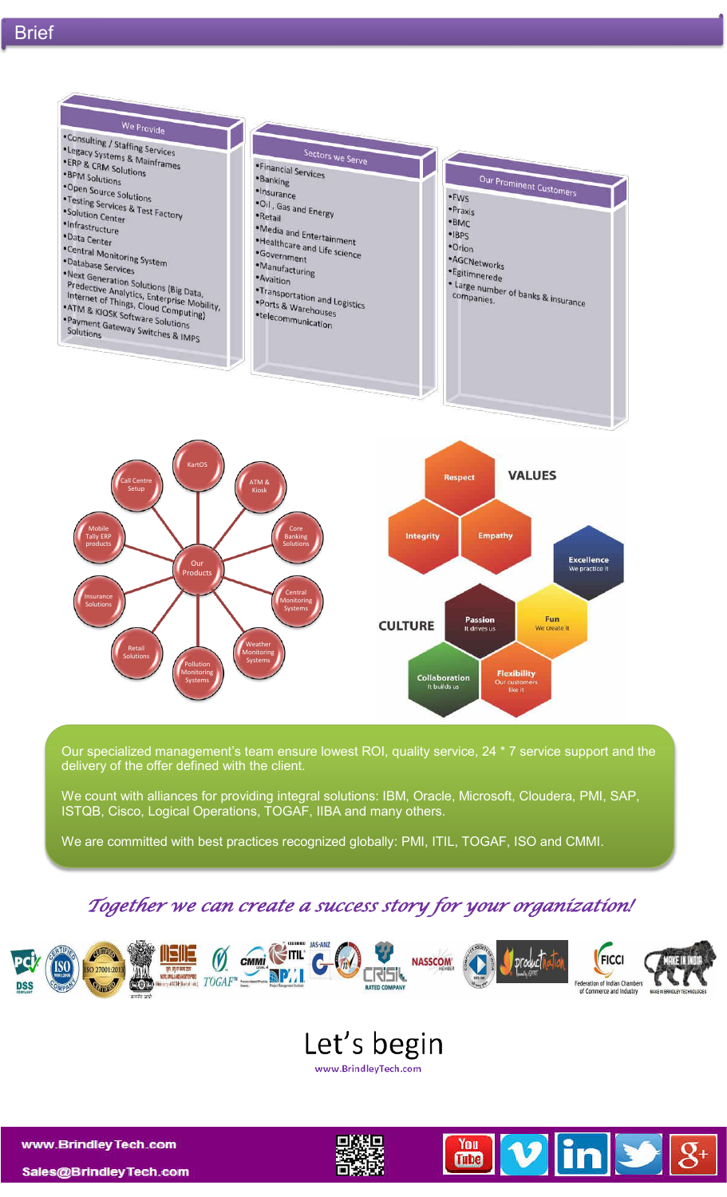# Brief

## We Provide

- Consulting / Staffing Services
- Legacy Systems & Mainframes
- ERP & CRM Solutions
- BPM Solutions
- Open Source Solutions
- Testing Services & Test Factory
- Solution Center
- Infrastructure
- Data Center
- Central Monitoring System
- Database Services
- Next Generation Solutions (Big Data, Predictive Analytics, Enterprise Mobility, Internet of Things, Cloud Computing)
- ATM & KIOSK Software Solutions
- Payment Gateway Switches & IMPS Solutions

## Sectors we Serve

- Financial Services
- Banking
- Insurance
- Oil , Gas and Energy
- Retail
- Media and Entertainment
- Healthcare and Life science
- Government
- Manufacturing
- Avaition
- Transportation and Logistics
- Ports & Warehouses
- telecommunication

## Our Prominent Customers

- FWS
- Praxis
- BMC
- IBPS
- Orion
- AGCNetworks
- Egitimnerede
- Large number of banks & insurance companies.

## Our Products

KartOS
ATM & Kiosk
Core Banking Solutions
Central Monitoring Systems
Weather Monitoring Systems
Pollution Monitoring Systems
Retail Solutions
Insurance Solutions
Mobile Tally ERP products
Call Centre Setup

## VALUES

Respect
Integrity
Empathy
Excellence – We practice it

## CULTURE

Passion – It drives us
Fun – We create it
Collaboration – It builds us
Flexibility – Our customers like it

Our specialized management's team ensure lowest ROI, quality service, 24 * 7 service support and the delivery of the offer defined with the client.

We count with alliances for providing integral solutions: IBM, Oracle, Microsoft, Cloudera, PMI, SAP, ISTQB, Cisco, Logical Operations, TOGAF, IIBA and many others.

We are committed with best practices recognized globally: PMI, ITIL, TOGAF, ISO and CMMI.

*Together we can create a success story for your organization!*

Let's begin

www.BrindleyTech.com

www.BrindleyTech.com
Sales@BrindleyTech.com